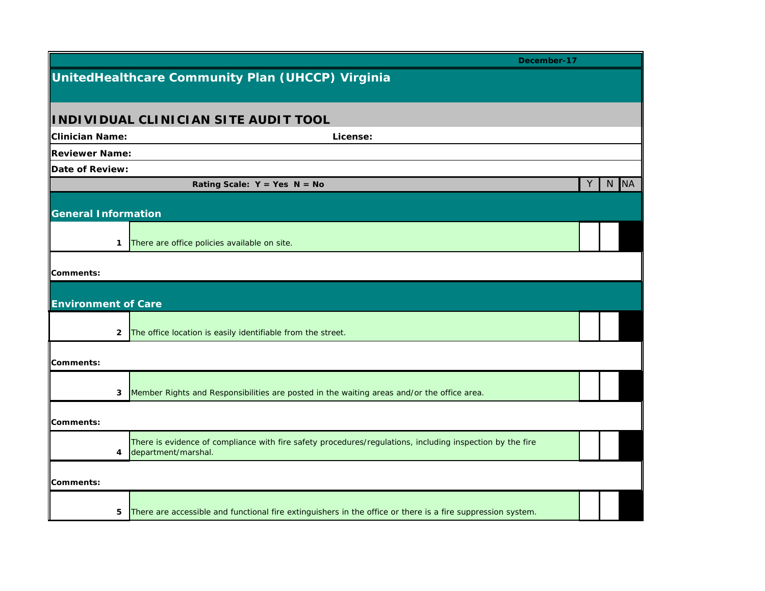December-17

# UnitedHealthcare Community Plan (UHCCP) Virginia

## INDIVIDUAL CLINICIAN SITE AUDIT TOOL

**Clinician Name:** **License:**

**Reviewer Name:**

**Date of Review:**

**Rating Scale: Y = Yes N = No**

| # | Item | Y | N | NA |
|---|---|---|---|---|
| | **General Information** | | | |
| 1 | There are office policies available on site. | | | |
| | **Comments:** | | | |
| | **Environment of Care** | | | |
| 2 | The office location is easily identifiable from the street. | | | |
| | **Comments:** | | | |
| 3 | Member Rights and Responsibilities are posted in the waiting areas and/or the office area. | | | |
| | **Comments:** | | | |
| 4 | There is evidence of compliance with fire safety procedures/regulations, including inspection by the fire department/marshal. | | | |
| | **Comments:** | | | |
| 5 | There are accessible and functional fire extinguishers in the office or there is a fire suppression system. | | | |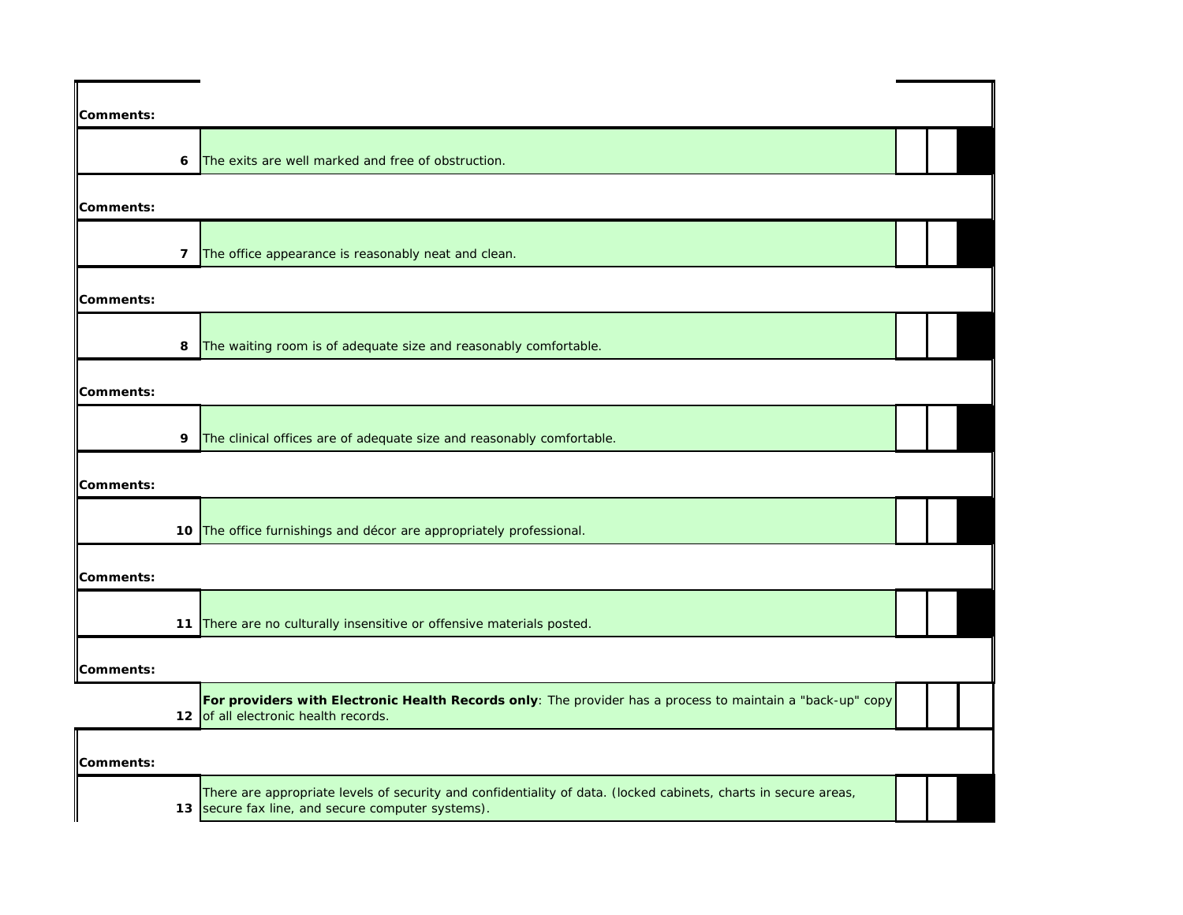| | | | | |
|---|---|---|---|---|
| **Comments:** | | | | |
| **6** | The exits are well marked and free of obstruction. | | | |
| **Comments:** | | | | |
| **7** | The office appearance is reasonably neat and clean. | | | |
| **Comments:** | | | | |
| **8** | The waiting room is of adequate size and reasonably comfortable. | | | |
| **Comments:** | | | | |
| **9** | The clinical offices are of adequate size and reasonably comfortable. | | | |
| **Comments:** | | | | |
| **10** | The office furnishings and décor are appropriately professional. | | | |
| **Comments:** | | | | |
| **11** | There are no culturally insensitive or offensive materials posted. | | | |
| **Comments:** | | | | |
| **12** | **For providers with Electronic Health Records only**: The provider has a process to maintain a "back-up" copy of all electronic health records. | | | |
| **Comments:** | | | | |
| **13** | There are appropriate levels of security and confidentiality of data. (locked cabinets, charts in secure areas, secure fax line, and secure computer systems). | | | |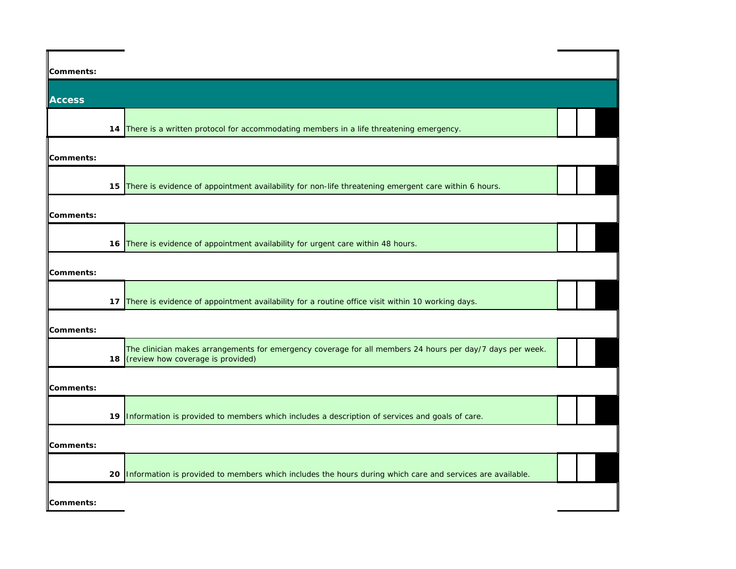**Comments:**

## Access

| # | Item | | | |
|---|---|---|---|---|
| 14 | There is a written protocol for accommodating members in a life threatening emergency. | | | |

**Comments:**

| # | Item | | | |
|---|---|---|---|---|
| 15 | There is evidence of appointment availability for non-life threatening emergent care within 6 hours. | | | |

**Comments:**

| # | Item | | | |
|---|---|---|---|---|
| 16 | There is evidence of appointment availability for urgent care within 48 hours. | | | |

**Comments:**

| # | Item | | | |
|---|---|---|---|---|
| 17 | There is evidence of appointment availability for a routine office visit within 10 working days. | | | |

**Comments:**

| # | Item | | | |
|---|---|---|---|---|
| 18 | The clinician makes arrangements for emergency coverage for all members 24 hours per day/7 days per week. (review how coverage is provided) | | | |

**Comments:**

| # | Item | | | |
|---|---|---|---|---|
| 19 | Information is provided to members which includes a description of services and goals of care. | | | |

**Comments:**

| # | Item | | | |
|---|---|---|---|---|
| 20 | Information is provided to members which includes the hours during which care and services are available. | | | |

**Comments:**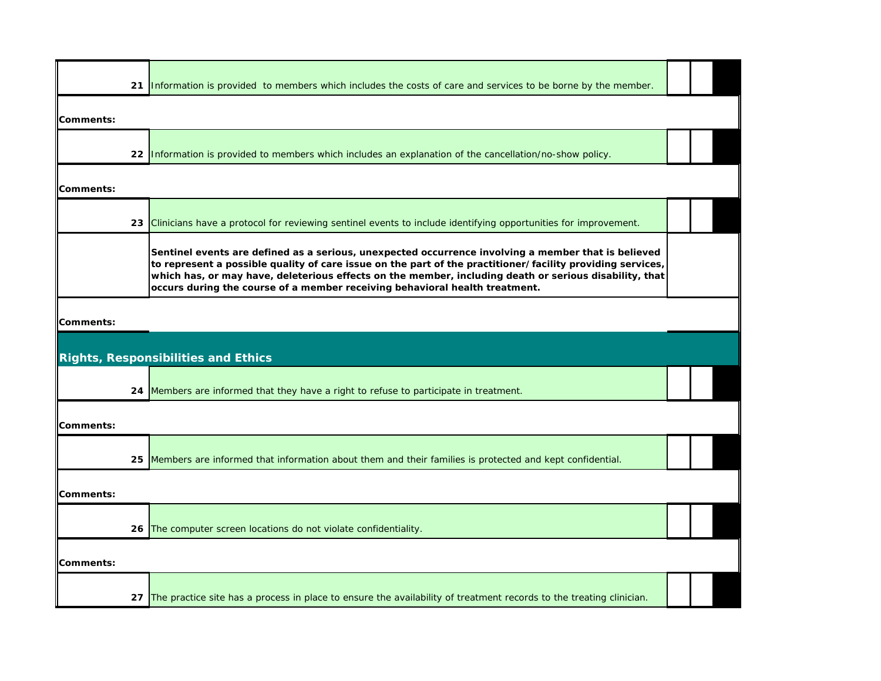| | | | | |
|---|---|---|---|---|
| 21 | Information is provided  to members which includes the costs of care and services to be borne by the member. | | | |

**Comments:**

| | | | | |
|---|---|---|---|---|
| 22 | Information is provided to members which includes an explanation of the cancellation/no-show policy. | | | |

**Comments:**

| | | | | |
|---|---|---|---|---|
| 23 | Clinicians have a protocol for reviewing sentinel events to include identifying opportunities for improvement. | | | |
| | **Sentinel events are defined as a serious, unexpected occurrence involving a member that is believed to represent a possible quality of care issue on the part of the practitioner/facility providing services, which has, or may have, deleterious effects on the member, including death or serious disability, that occurs during the course of a member receiving behavioral health treatment.** | | | |

**Comments:**

## Rights, Responsibilities and Ethics

| | | | | |
|---|---|---|---|---|
| 24 | Members are informed that they have a right to refuse to participate in treatment. | | | |

**Comments:**

| | | | | |
|---|---|---|---|---|
| 25 | Members are informed that information about them and their families is protected and kept confidential. | | | |

**Comments:**

| | | | | |
|---|---|---|---|---|
| 26 | The computer screen locations do not violate confidentiality. | | | |

**Comments:**

| | | | | |
|---|---|---|---|---|
| 27 | The practice site has a process in place to ensure the availability of treatment records to the treating clinician. | | | |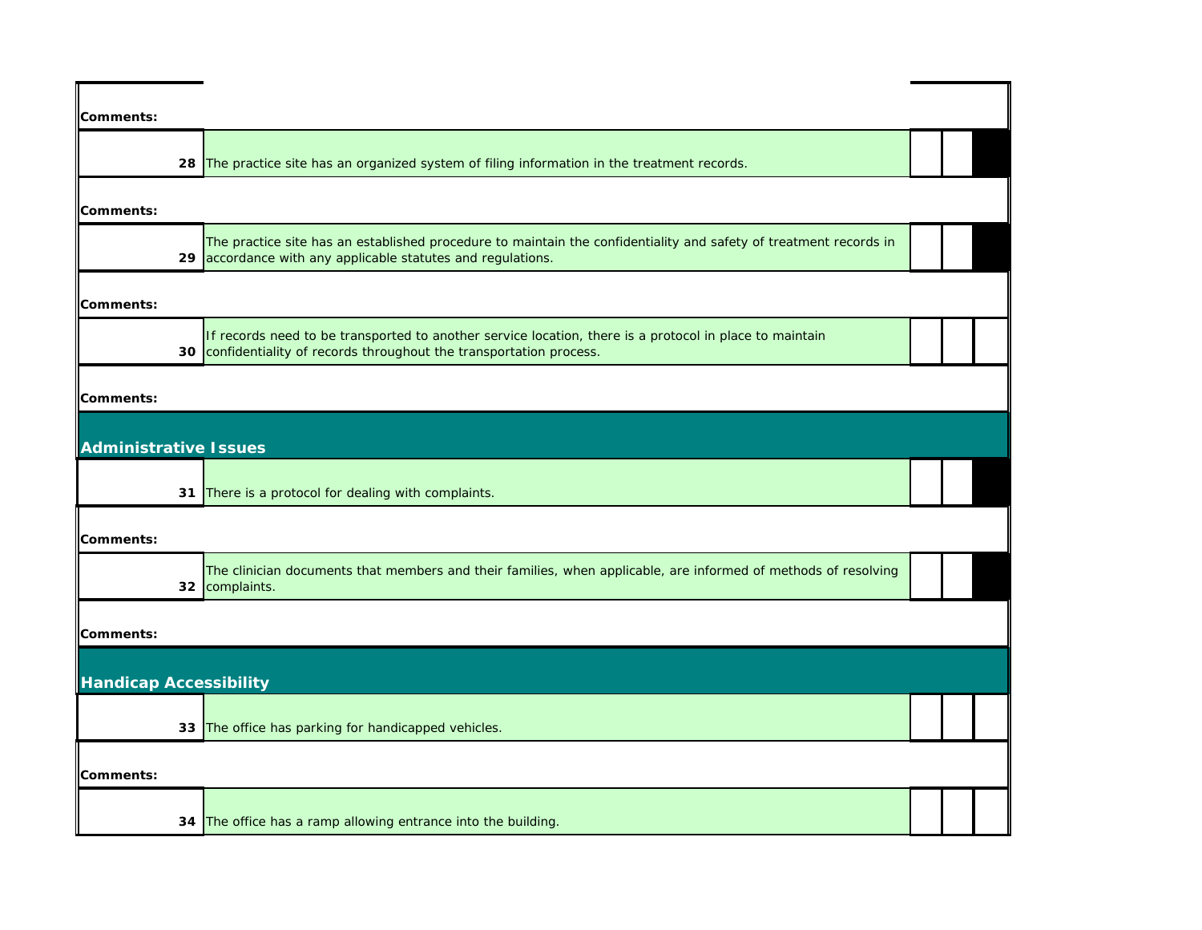**Comments:**

| # | Item | | | |
|---|---|---|---|---|
| 28 | The practice site has an organized system of filing information in the treatment records. | | | |

**Comments:**

| # | Item | | | |
|---|---|---|---|---|
| 29 | The practice site has an established procedure to maintain the confidentiality and safety of treatment records in accordance with any applicable statutes and regulations. | | | |

**Comments:**

| # | Item | | | |
|---|---|---|---|---|
| 30 | If records need to be transported to another service location, there is a protocol in place to maintain confidentiality of records throughout the transportation process. | | | |

**Comments:**

## Administrative Issues

| # | Item | | | |
|---|---|---|---|---|
| 31 | There is a protocol for dealing with complaints. | | | |

**Comments:**

| # | Item | | | |
|---|---|---|---|---|
| 32 | The clinician documents that members and their families, when applicable, are informed of methods of resolving complaints. | | | |

**Comments:**

## Handicap Accessibility

| # | Item | | | |
|---|---|---|---|---|
| 33 | The office has parking for handicapped vehicles. | | | |

**Comments:**

| # | Item | | | |
|---|---|---|---|---|
| 34 | The office has a ramp allowing entrance into the building. | | | |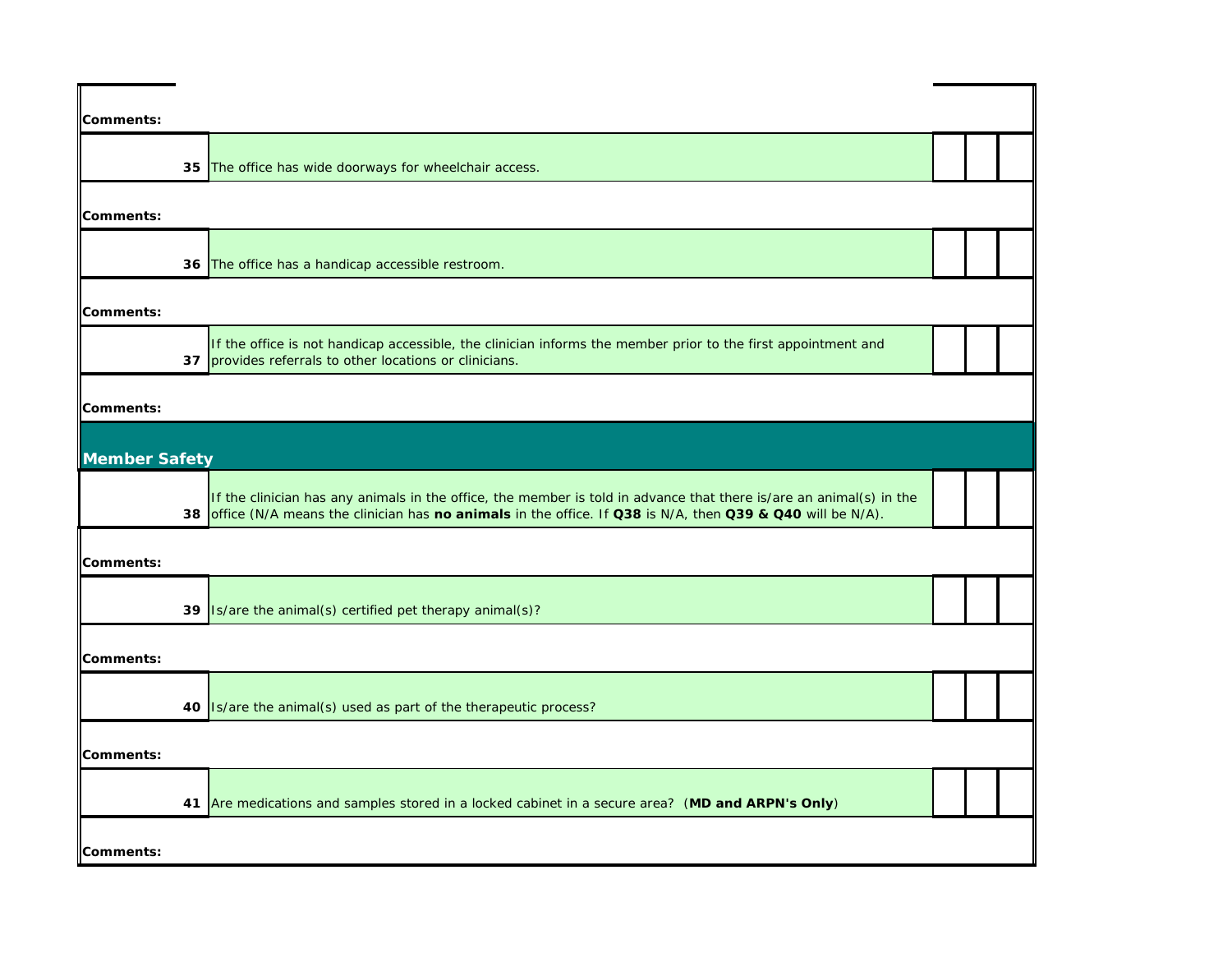**Comments:**

| # | Item | | | |
|---|---|---|---|---|
| 35 | The office has wide doorways for wheelchair access. | | | |

**Comments:**

| # | Item | | | |
|---|---|---|---|---|
| 36 | The office has a handicap accessible restroom. | | | |

**Comments:**

| # | Item | | | |
|---|---|---|---|---|
| 37 | If the office is not handicap accessible, the clinician informs the member prior to the first appointment and provides referrals to other locations or clinicians. | | | |

**Comments:**

## Member Safety

| # | Item | | | |
|---|---|---|---|---|
| 38 | If the clinician has any animals in the office, the member is told in advance that there is/are an animal(s) in the office (N/A means the clinician has **no animals** in the office. If **Q38** is N/A, then **Q39 & Q40** will be N/A). | | | |

**Comments:**

| # | Item | | | |
|---|---|---|---|---|
| 39 | Is/are the animal(s) certified pet therapy animal(s)? | | | |

**Comments:**

| # | Item | | | |
|---|---|---|---|---|
| 40 | Is/are the animal(s) used as part of the therapeutic process? | | | |

**Comments:**

| # | Item | | | |
|---|---|---|---|---|
| 41 | Are medications and samples stored in a locked cabinet in a secure area? (**MD and ARPN's Only**) | | | |

**Comments:**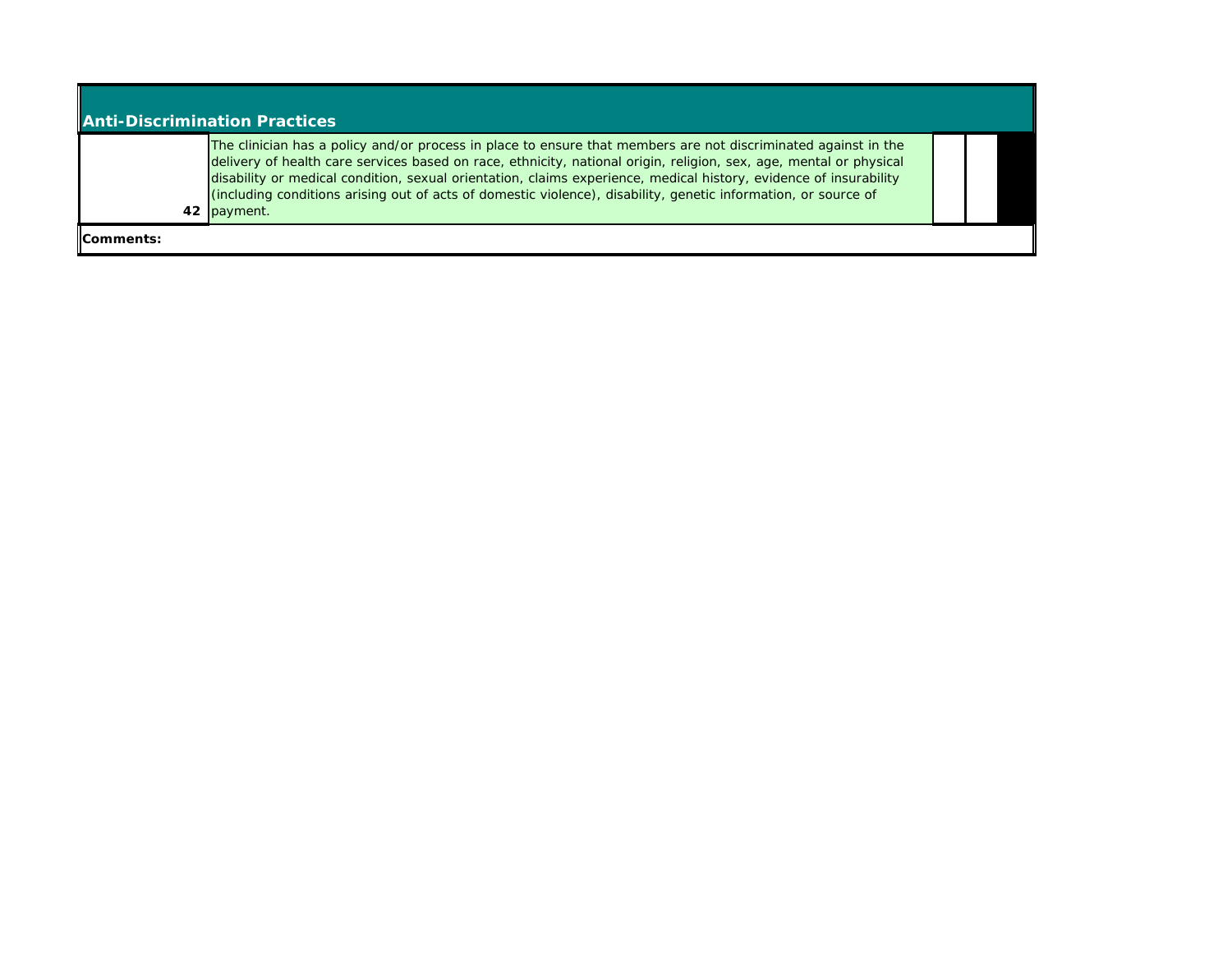## Anti-Discrimination Practices

| | | | | |
|---|---|---|---|---|
| **42** | The clinician has a policy and/or process in place to ensure that members are not discriminated against in the delivery of health care services based on race, ethnicity, national origin, religion, sex, age, mental or physical disability or medical condition, sexual orientation, claims experience, medical history, evidence of insurability (including conditions arising out of acts of domestic violence), disability, genetic information, or source of payment. | | | |

**Comments:**